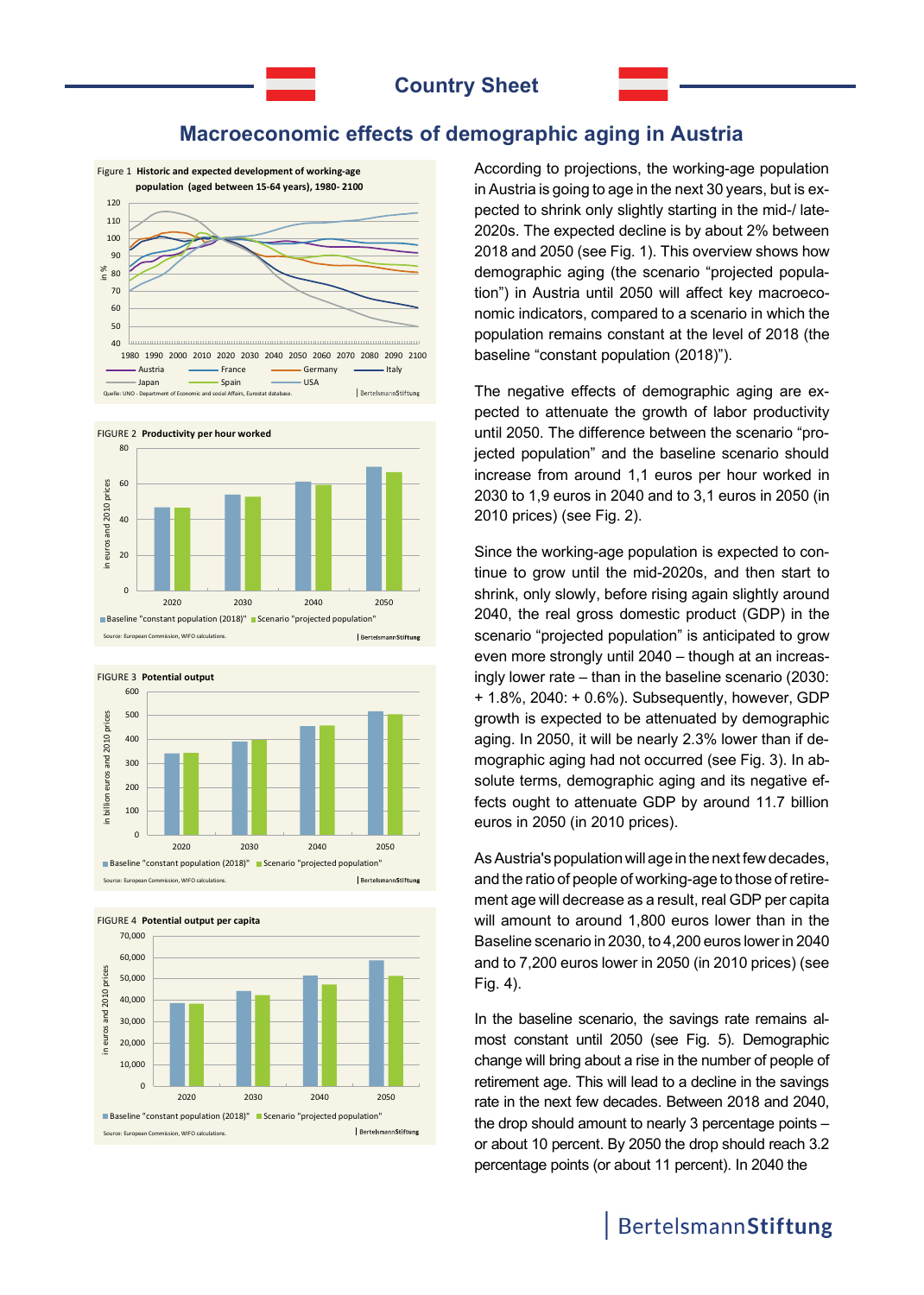# Country Sheet

## Macroeconomic effects of demographic aging in Austria

Figure 1 Historic and expected development of working-age population (aged between 15-64 years), 1980- 2100

Quelle: UNO - Department of Economic and social Affairs, Eurostat database.

FIGURE 2 Productivity per hour worked

Source: European Commission, WIFO calculations.

FIGURE 3 Potential output

Source: European Commission, WIFO calculations.

FIGURE 4 Potential output per capita

Source: European Commission, WIFO calculations.

According to projections, the working-age population in Austria is going to age in the next 30 years, but is expected to shrink only slightly starting in the mid-/ late-2020s. The expected decline is by about 2% between 2018 and 2050 (see Fig. 1). This overview shows how demographic aging (the scenario "projected population") in Austria until 2050 will affect key macroeconomic indicators, compared to a scenario in which the population remains constant at the level of 2018 (the baseline "constant population (2018)").

The negative effects of demographic aging are expected to attenuate the growth of labor productivity until 2050. The difference between the scenario "projected population" and the baseline scenario should increase from around 1,1 euros per hour worked in 2030 to 1,9 euros in 2040 and to 3,1 euros in 2050 (in 2010 prices) (see Fig. 2).

Since the working-age population is expected to continue to grow until the mid-2020s, and then start to shrink, only slowly, before rising again slightly around 2040, the real gross domestic product (GDP) in the scenario "projected population" is anticipated to grow even more strongly until 2040 – though at an increasingly lower rate – than in the baseline scenario (2030: + 1.8%, 2040: + 0.6%). Subsequently, however, GDP growth is expected to be attenuated by demographic aging. In 2050, it will be nearly 2.3% lower than if demographic aging had not occurred (see Fig. 3). In absolute terms, demographic aging and its negative effects ought to attenuate GDP by around 11.7 billion euros in 2050 (in 2010 prices).

As Austria's population will age in the next few decades, and the ratio of people of working-age to those of retirement age will decrease as a result, real GDP per capita will amount to around 1,800 euros lower than in the Baseline scenario in 2030, to 4,200 euros lower in 2040 and to 7,200 euros lower in 2050 (in 2010 prices) (see Fig. 4).

In the baseline scenario, the savings rate remains almost constant until 2050 (see Fig. 5). Demographic change will bring about a rise in the number of people of retirement age. This will lead to a decline in the savings rate in the next few decades. Between 2018 and 2040, the drop should amount to nearly 3 percentage points – or about 10 percent. By 2050 the drop should reach 3.2 percentage points (or about 11 percent). In 2040 the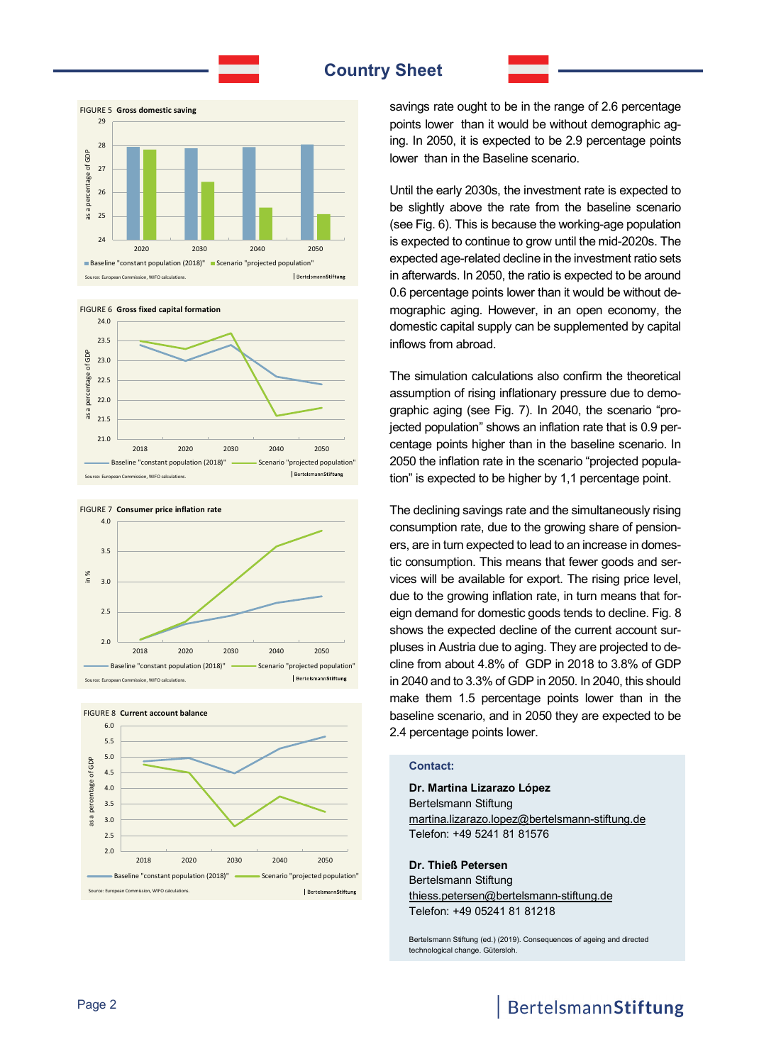FIGURE 5 **Gross domestic saving**

as a percentage of GDP

29
28
27
26
25
24

2020 2030 2040 2050

Baseline "constant population (2018)" Scenario "projected population"

Source: European Commission, WIFO calculations.

BertelsmannStiftung

FIGURE 6 **Gross fixed capital formation**

as a percentage of GDP

24.0
23.5
23.0
22.5
22.0
21.5
21.0

2018 2020 2030 2040 2050

Baseline "constant population (2018)" Scenario "projected population"

Source: European Commission, WIFO calculations.

BertelsmannStiftung

FIGURE 7 **Consumer price inflation rate**

in %

4.0
3.5
3.0
2.5
2.0

2018 2020 2030 2040 2050

Baseline "constant population (2018)" Scenario "projected population"

Source: European Commission, WIFO calculations.

BertelsmannStiftung

FIGURE 8 **Current account balance**

as a percentage of GDP

6.0
5.5
5.0
4.5
4.0
3.5
3.0
2.5
2.0

2018 2020 2030 2040 2050

Baseline "constant population (2018)" Scenario "projected population"

Source: European Commission, WIFO calculations.

BertelsmannStiftung

savings rate ought to be in the range of 2.6 percentage points lower than it would be without demographic aging. In 2050, it is expected to be 2.9 percentage points lower than in the Baseline scenario.

Until the early 2030s, the investment rate is expected to be slightly above the rate from the baseline scenario (see Fig. 6). This is because the working-age population is expected to continue to grow until the mid-2020s. The expected age-related decline in the investment ratio sets in afterwards. In 2050, the ratio is expected to be around 0.6 percentage points lower than it would be without demographic aging. However, in an open economy, the domestic capital supply can be supplemented by capital inflows from abroad.

The simulation calculations also confirm the theoretical assumption of rising inflationary pressure due to demographic aging (see Fig. 7). In 2040, the scenario "projected population" shows an inflation rate that is 0.9 percentage points higher than in the baseline scenario. In 2050 the inflation rate in the scenario "projected population" is expected to be higher by 1,1 percentage point.

The declining savings rate and the simultaneously rising consumption rate, due to the growing share of pensioners, are in turn expected to lead to an increase in domestic consumption. This means that fewer goods and services will be available for export. The rising price level, due to the growing inflation rate, in turn means that foreign demand for domestic goods tends to decline. Fig. 8 shows the expected decline of the current account surpluses in Austria due to aging. They are projected to decline from about 4.8% of GDP in 2018 to 3.8% of GDP in 2040 and to 3.3% of GDP in 2050. In 2040, this should make them 1.5 percentage points lower than in the baseline scenario, and in 2050 they are expected to be 2.4 percentage points lower.

**Contact:**

**Dr. Martina Lizarazo López**
Bertelsmann Stiftung
martina.lizarazo.lopez@bertelsmann-stiftung.de
Telefon: +49 5241 81 81576

**Dr. Thieß Petersen**
Bertelsmann Stiftung
thiess.petersen@bertelsmann-stiftung.de
Telefon: +49 05241 81 81218

Bertelsmann Stiftung (ed.) (2019). Consequences of ageing and directed technological change. Gütersloh.